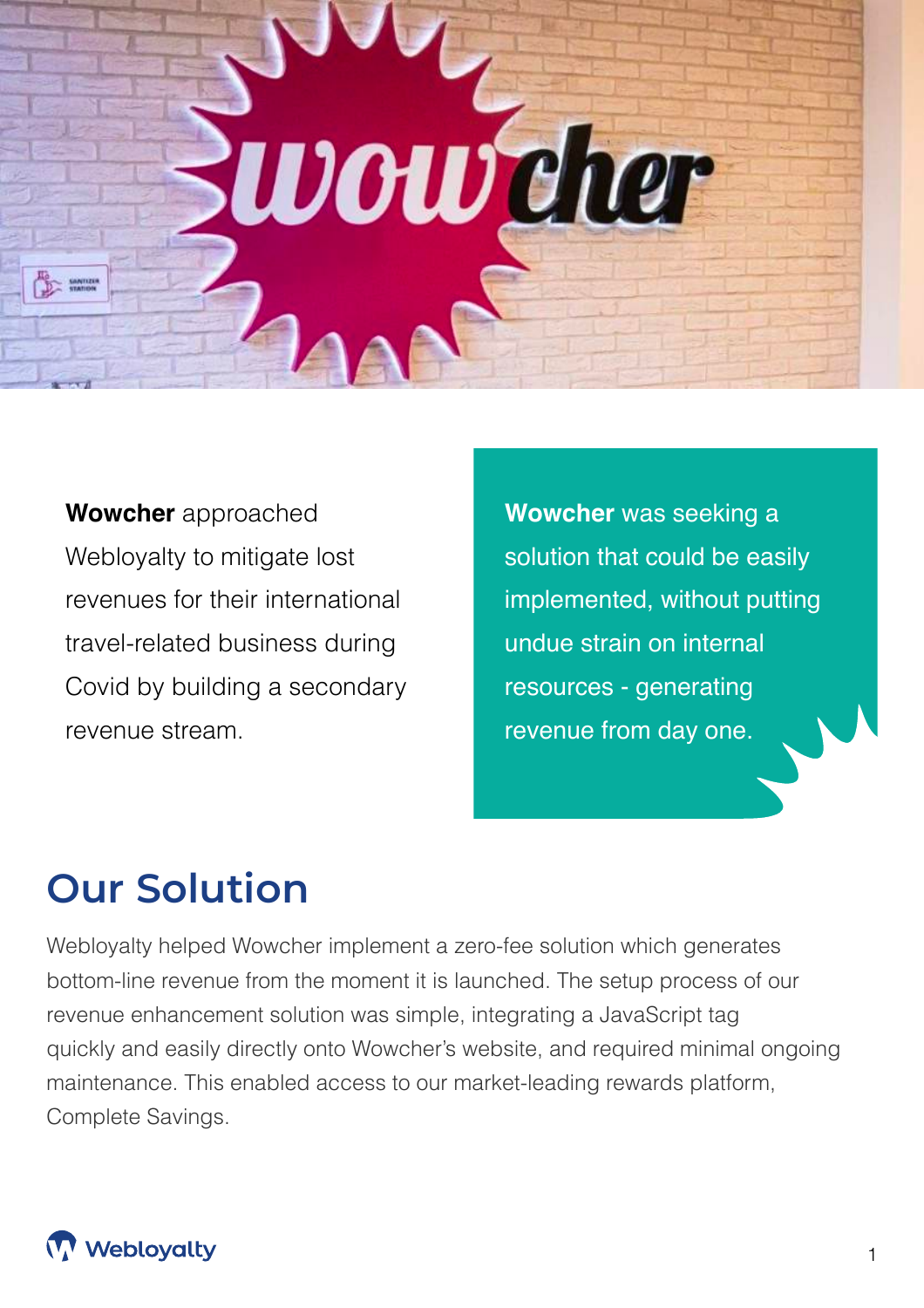**Wowcher** approached Webloyalty to mitigate lost revenues for their international travel-related business during Covid by building a secondary revenue stream.

**Wowcher** was seeking a solution that could be easily implemented, without putting undue strain on internal resources - generating revenue from day one.

## Our Solution

Webloyalty helped Wowcher implement a zero-fee solution which generates bottom-line revenue from the moment it is launched. The setup process of our revenue enhancement solution was simple, integrating a JavaScript tag quickly and easily directly onto Wowcher's website, and required minimal ongoing maintenance. This enabled access to our market-leading rewards platform, Complete Savings.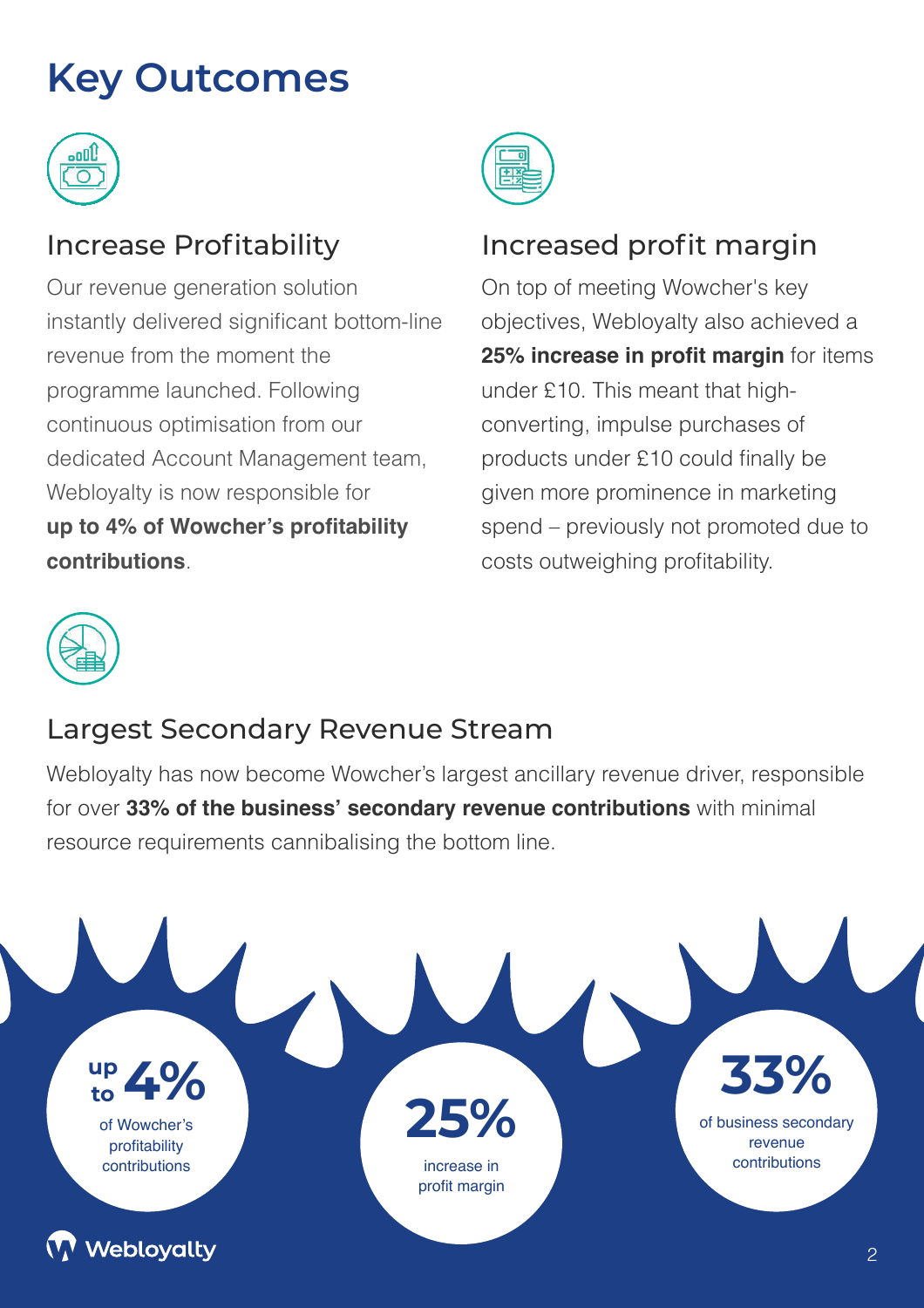# Key Outcomes

## Increase Profitability

Our revenue generation solution instantly delivered significant bottom-line revenue from the moment the programme launched. Following continuous optimisation from our dedicated Account Management team, Webloyalty is now responsible for **up to 4% of Wowcher's profitability contributions**.

## Increased profit margin

On top of meeting Wowcher's key objectives, Webloyalty also achieved a **25% increase in profit margin** for items under £10. This meant that high-converting, impulse purchases of products under £10 could finally be given more prominence in marketing spend – previously not promoted due to costs outweighing profitability.

## Largest Secondary Revenue Stream

Webloyalty has now become Wowcher's largest ancillary revenue driver, responsible for over **33% of the business' secondary revenue contributions** with minimal resource requirements cannibalising the bottom line.

**up to 4%** of Wowcher's profitability contributions

**25%** increase in profit margin

**33%** of business secondary revenue contributions

Webloyalty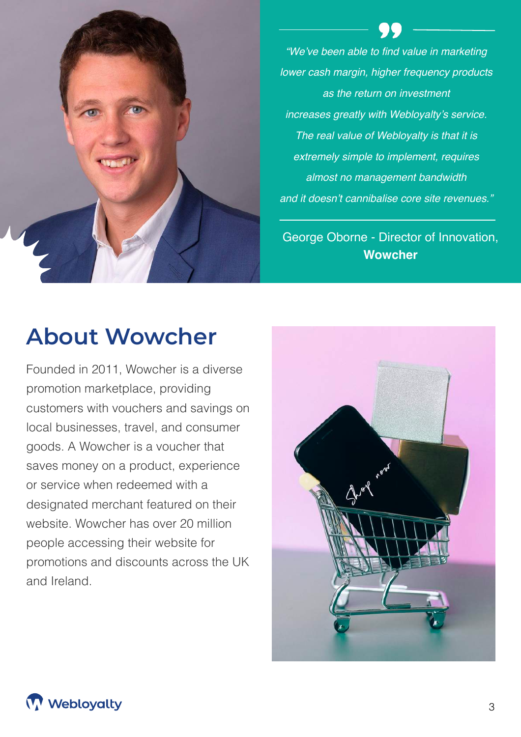> *"We've been able to find value in marketing lower cash margin, higher frequency products as the return on investment increases greatly with Webloyalty's service. The real value of Webloyalty is that it is extremely simple to implement, requires almost no management bandwidth and it doesn't cannibalise core site revenues."*

George Oborne - Director of Innovation, **Wowcher**

## About Wowcher

Founded in 2011, Wowcher is a diverse promotion marketplace, providing customers with vouchers and savings on local businesses, travel, and consumer goods. A Wowcher is a voucher that saves money on a product, experience or service when redeemed with a designated merchant featured on their website. Wowcher has over 20 million people accessing their website for promotions and discounts across the UK and Ireland.